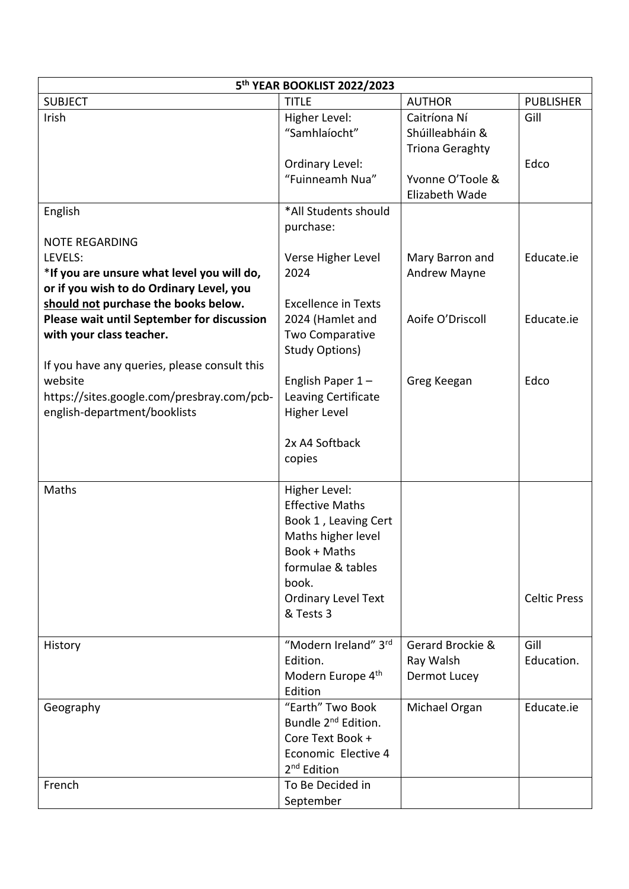| 5th YEAR BOOKLIST 2022/2023 | | | |
|---|---|---|---|
| SUBJECT | TITLE | AUTHOR | PUBLISHER |
| Irish | Higher Level: "Samhlaíocht"<br><br>Ordinary Level: "Fuinneamh Nua" | Caitríona Ní Shúilleabháin & Triona Geraghty<br><br>Yvonne O'Toole & Elizabeth Wade | Gill<br><br>Edco |
| English<br><br>NOTE REGARDING LEVELS:<br>***If you are unsure what level you will do, or if you wish to do Ordinary Level, you <u>should not</u> purchase the books below. Please wait until September for discussion with your class teacher.**<br><br>If you have any queries, please consult this website https://sites.google.com/presbray.com/pcb-english-department/booklists | *All Students should purchase:<br><br>Verse Higher Level 2024<br><br>Excellence in Texts 2024 (Hamlet and Two Comparative Study Options)<br><br>English Paper 1 – Leaving Certificate Higher Level<br><br>2x A4 Softback copies | <br><br>Mary Barron and Andrew Mayne<br><br>Aoife O'Driscoll<br><br>Greg Keegan | <br><br>Educate.ie<br><br>Educate.ie<br><br>Edco |
| Maths | Higher Level: Effective Maths Book 1 , Leaving Cert Maths higher level Book + Maths formulae & tables book.<br>Ordinary Level Text & Tests 3 | | <br><br><br><br>Celtic Press |
| History | "Modern Ireland" 3rd Edition.<br>Modern Europe 4th Edition | Gerard Brockie & Ray Walsh<br>Dermot Lucey | Gill Education. |
| Geography | "Earth" Two Book Bundle 2nd Edition. Core Text Book + Economic Elective 4 2nd Edition | Michael Organ | Educate.ie |
| French | To Be Decided in September | | |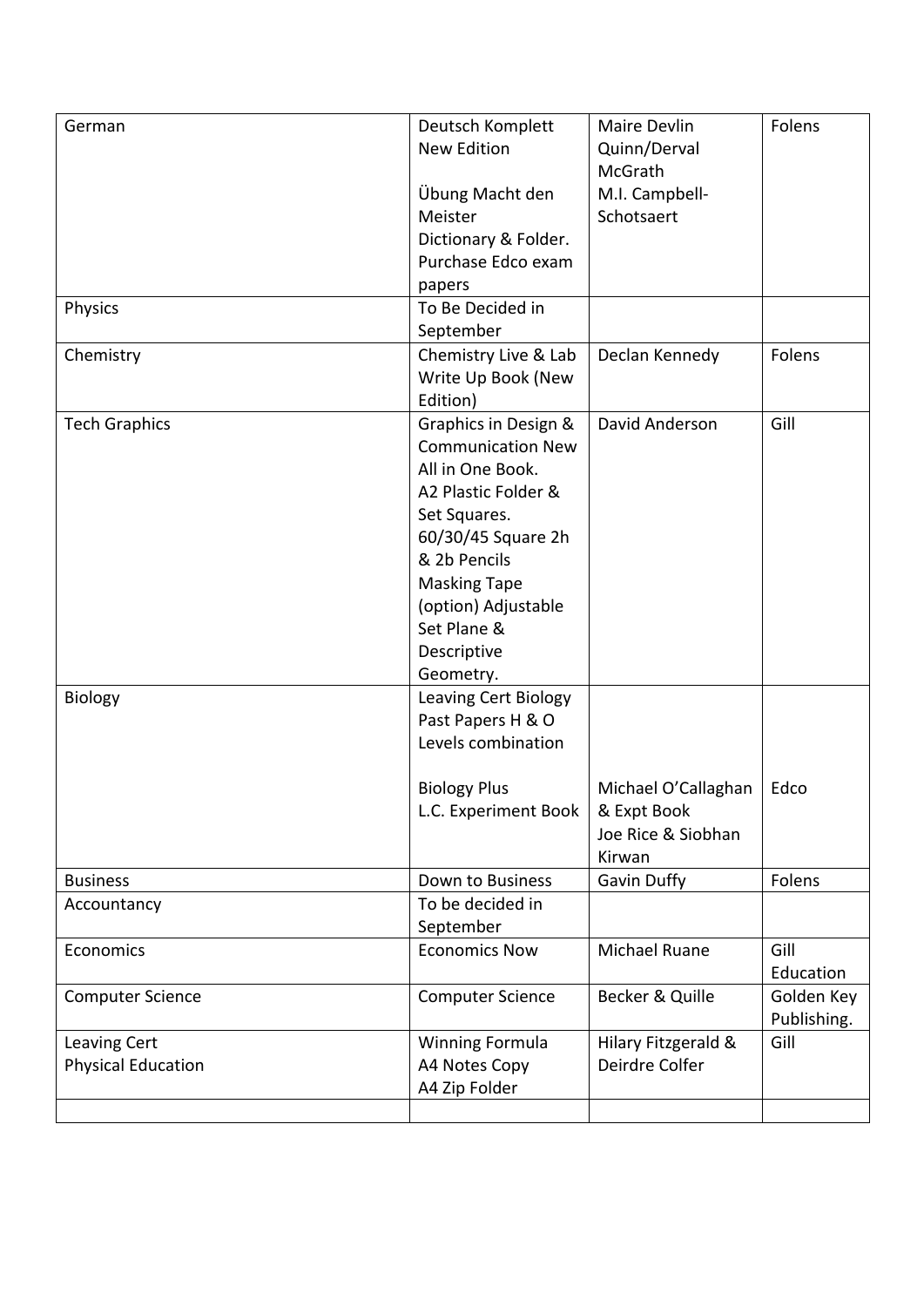| German | Deutsch Komplett New Edition<br><br>Übung Macht den Meister<br>Dictionary & Folder.<br>Purchase Edco exam papers | Maire Devlin Quinn/Derval McGrath<br>M.I. Campbell-Schotsaert | Folens |
|---|---|---|---|
| Physics | To Be Decided in September | | |
| Chemistry | Chemistry Live & Lab Write Up Book (New Edition) | Declan Kennedy | Folens |
| Tech Graphics | Graphics in Design & Communication New All in One Book.<br>A2 Plastic Folder & Set Squares.<br>60/30/45 Square 2h & 2b Pencils<br>Masking Tape<br>(option) Adjustable Set Plane & Descriptive Geometry. | David Anderson | Gill |
| Biology | Leaving Cert Biology Past Papers H & O Levels combination<br><br>Biology Plus<br>L.C. Experiment Book | <br><br><br><br>Michael O'Callaghan & Expt Book<br>Joe Rice & Siobhan Kirwan | <br><br><br><br>Edco |
| Business | Down to Business | Gavin Duffy | Folens |
| Accountancy | To be decided in September | | |
| Economics | Economics Now | Michael Ruane | Gill Education |
| Computer Science | Computer Science | Becker & Quille | Golden Key Publishing. |
| Leaving Cert<br>Physical Education | Winning Formula<br>A4 Notes Copy<br>A4 Zip Folder | Hilary Fitzgerald & Deirdre Colfer | Gill |
| | | | |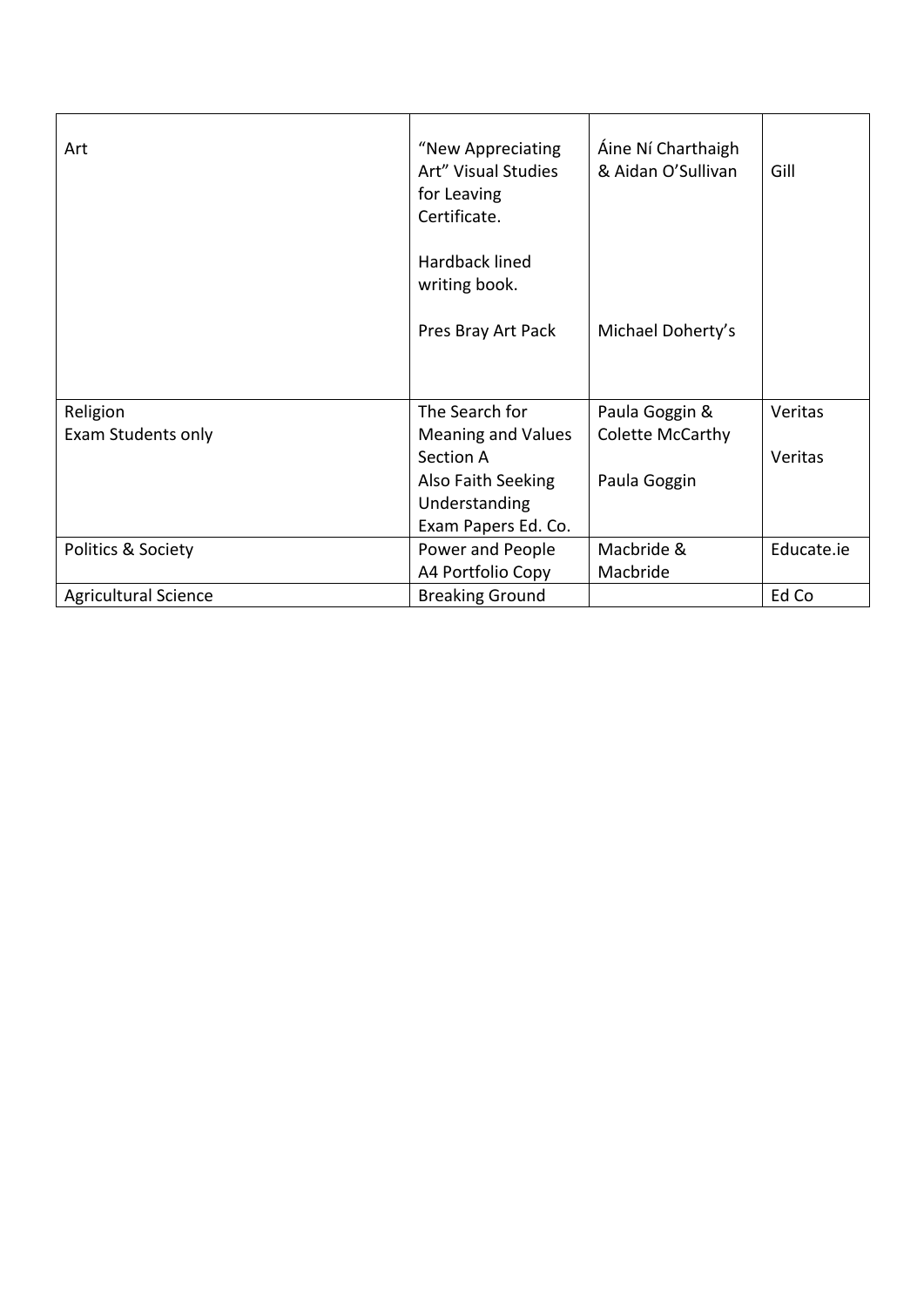| | | | |
|---|---|---|---|
| Art | "New Appreciating Art" Visual Studies for Leaving Certificate.<br><br>Hardback lined writing book.<br><br>Pres Bray Art Pack | Áine Ní Charthaigh & Aidan O'Sullivan<br><br><br><br>Michael Doherty's | Gill |
| Religion<br>Exam Students only | The Search for Meaning and Values Section A<br>Also Faith Seeking Understanding<br>Exam Papers Ed. Co. | Paula Goggin & Colette McCarthy<br><br>Paula Goggin | Veritas<br><br>Veritas |
| Politics & Society | Power and People<br>A4 Portfolio Copy | Macbride & Macbride | Educate.ie |
| Agricultural Science | Breaking Ground | | Ed Co |